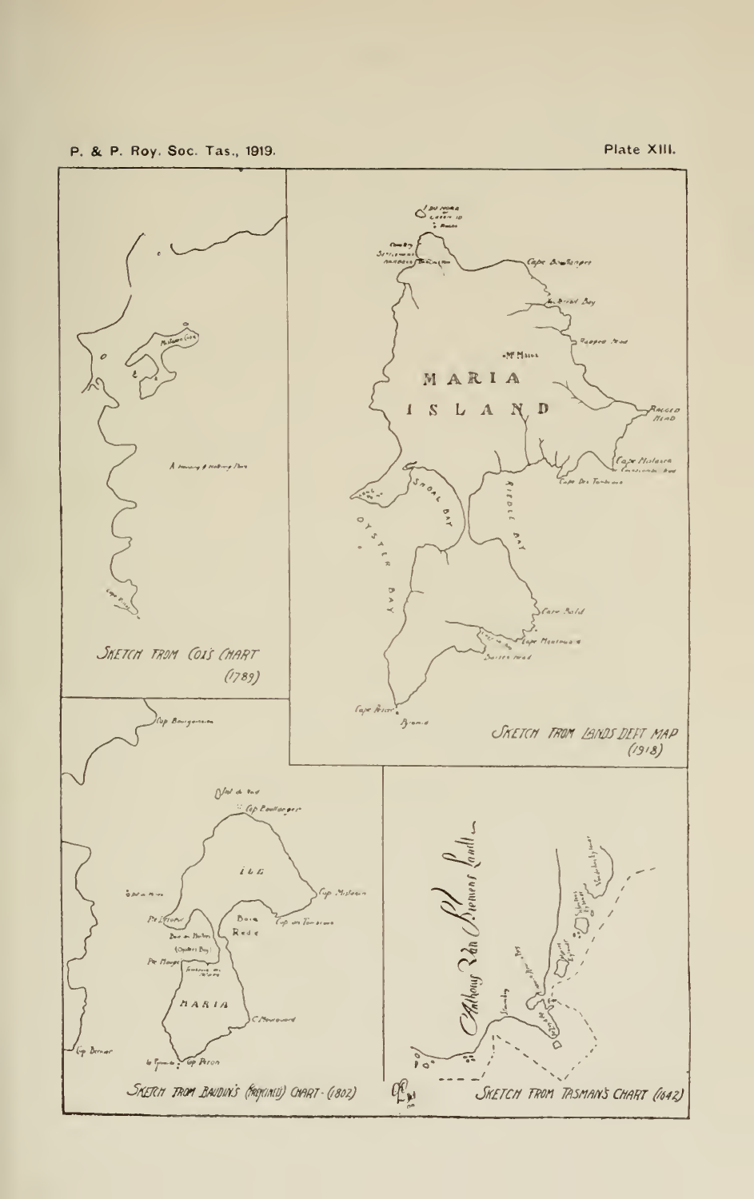Plate XIII.

SKETCH FROM COX'S CHART (1789)

SKETCH FROM LANDS DEPT MAP (1918)

SKETCH FROM BAUDIN'S (FREYCINET) CHART - (1802)

SKETCH FROM TASMAN'S CHART (1642)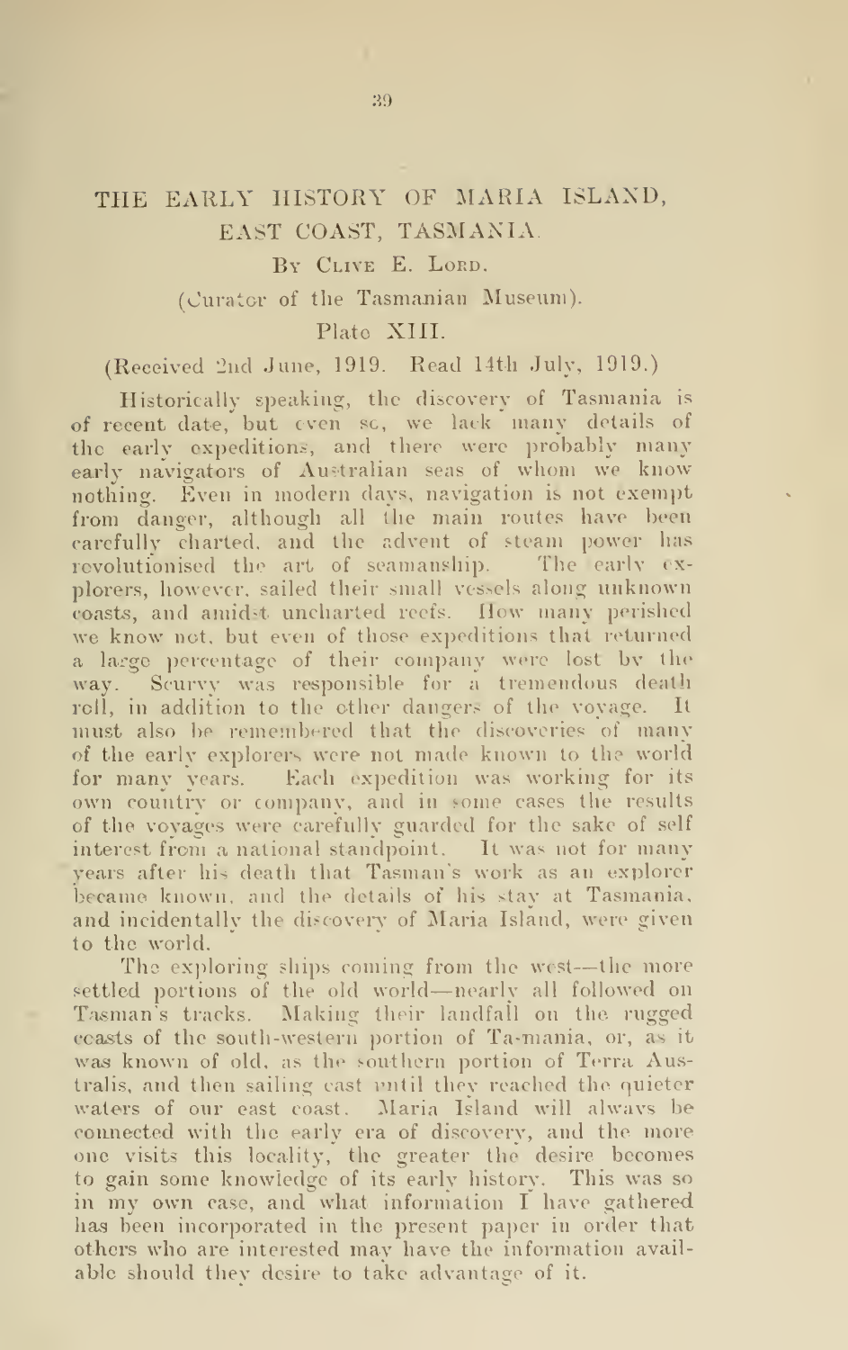# THE EARLY HISTORY OF MARIA ISLAND, EAST COAST, TASMANIA.

By Clive E. Lord.

(Curator of the Tasmanian Museum).

Plate XIII.

(Received 2nd June, 1919. Read 14th July, 1919.)

Historically speaking, the discovery of Tasmania is of recent date, but even so, we lack many details of the early expeditions, and there were probably many early navigators of Australian seas of whom we know nothing. Even in modern days, navigation is not exempt from danger, although all the main routes have been carefully charted, and the advent of steam power has revolutionised the art of seamanship. The early explorers, however, sailed their small vessels along unknown coasts, and amidst uncharted reefs. How many perished we know not, but even of those expeditions that returned a large percentage of their company were lost by the way. Scurvy was responsible for a tremendous death roll, in addition to the other dangers of the voyage. It must also be remembered that the discoveries of many of the early explorers were not made known to the world for many years. Each expedition was working for its own country or company, and in some cases the results of the voyages were carefully guarded for the sake of self interest from a national standpoint. It was not for many years after his death that Tasman's work as an explorer became known, and the details of his stay at Tasmania, and incidentally the discovery of Maria Island, were given to the world.

The exploring ships coming from the west—the more settled portions of the old world—nearly all followed on Tasman's tracks. Making their landfall on the rugged coasts of the south-western portion of Tasmania, or, as it was known of old, as the southern portion of Terra Australis, and then sailing east until they reached the quieter waters of our east coast. Maria Island will always be connected with the early era of discovery, and the more one visits this locality, the greater the desire becomes to gain some knowledge of its early history. This was so in my own case, and what information I have gathered has been incorporated in the present paper in order that others who are interested may have the information available should they desire to take advantage of it.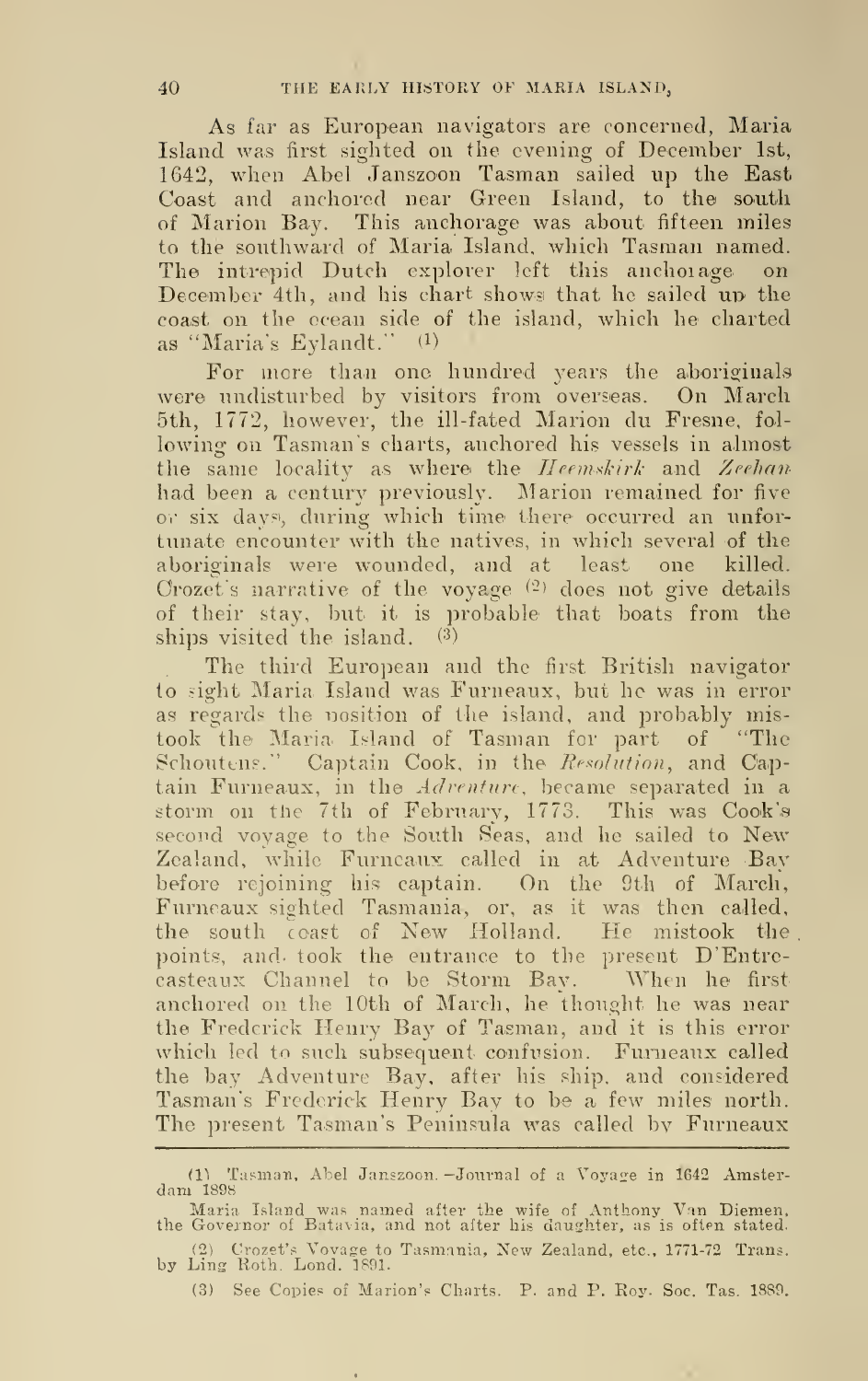As far as European navigators are concerned, Maria Island was first sighted on the evening of December 1st, 1642, when Abel Janszoon Tasman sailed up the East Coast and anchored near Green Island, to the south of Marion Bay. This anchorage was about fifteen miles to the southward of Maria Island, which Tasman named. The intrepid Dutch explorer left this anchorage on December 4th, and his chart shows that he sailed up the coast on the ocean side of the island, which he charted as "Maria's Eylandt." (1)

For more than one hundred years the aboriginals were undisturbed by visitors from overseas. On March 5th, 1772, however, the ill-fated Marion du Fresne, following on Tasman's charts, anchored his vessels in almost the same locality as where the *Heemskirk* and *Zeehan* had been a century previously. Marion remained for five or six days, during which time there occurred an unfortunate encounter with the natives, in which several of the aboriginals were wounded, and at least one killed. Crozet's narrative of the voyage (2) does not give details of their stay, but it is probable that boats from the ships visited the island. (3)

The third European and the first British navigator to sight Maria Island was Furneaux, but he was in error as regards the position of the island, and probably mistook the Maria Island of Tasman for part of "The Schoutens." Captain Cook, in the *Resolution*, and Captain Furneaux, in the *Adventure*, became separated in a storm on the 7th of February, 1773. This was Cook's second voyage to the South Seas, and he sailed to New Zealand, while Furneaux called in at Adventure Bay before rejoining his captain. On the 9th of March, Furneaux sighted Tasmania, or, as it was then called, the south coast of New Holland. He mistook the points, and took the entrance to the present D'Entrecasteaux Channel to be Storm Bay. When he first anchored on the 10th of March, he thought he was near the Frederick Henry Bay of Tasman, and it is this error which led to such subsequent confusion. Furneaux called the bay Adventure Bay, after his ship, and considered Tasman's Frederick Henry Bay to be a few miles north. The present Tasman's Peninsula was called by Furneaux

---

(1) Tasman, Abel Janszoon.—Journal of a Voyage in 1642. Amsterdam 1898.

Maria Island was named after the wife of Anthony Van Diemen, the Governor of Batavia, and not after his daughter, as is often stated.

(2) Crozet's Voyage to Tasmania, New Zealand, etc., 1771-72. Trans. by Ling Roth. Lond. 1891.

(3) See Copies of Marion's Charts. P. and P. Roy. Soc. Tas. 1889.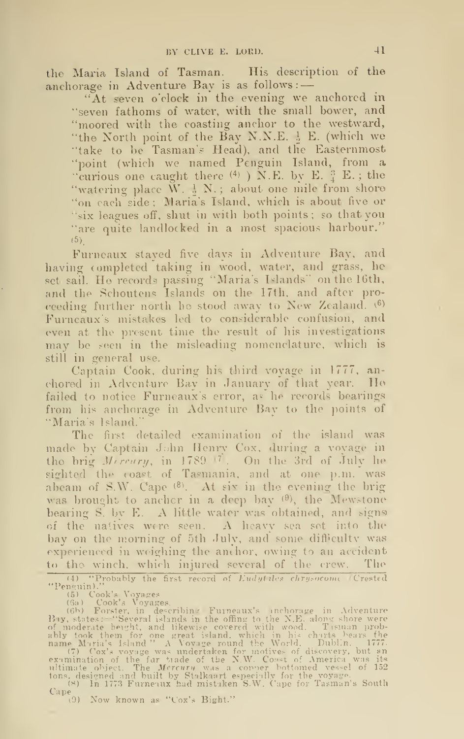the Maria Island of Tasman. His description of the anchorage in Adventure Bay is as follows:—

"At seven o'clock in the evening we anchored in "seven fathoms of water, with the small bower, and "moored with the coasting anchor to the westward, "the North point of the Bay N.N.E. ½ E. (which we "take to be Tasman's Head), and the Easternmost "point (which we named Penguin Island, from a "curious one caught there [4] ) N.E. by E. ¾ E.; the "watering place W. ½ N.; about one mile from shore "on each side; Maria's Island, which is about five or "six leagues off, shut in with both points; so that you "are quite landlocked in a most spacious harbour." [5].

Furneaux stayed five days in Adventure Bay, and having completed taking in wood, water, and grass, he set sail. He records passing "Maria's Islands" on the 16th, and the Schoutens Islands on the 17th, and after proceeding further north he stood away to New Zealand. [6] Furneaux's mistakes led to considerable confusion, and even at the present time the result of his investigations may be seen in the misleading nomenclature, which is still in general use.

Captain Cook, during his third voyage in 1777, anchored in Adventure Bay in January of that year. He failed to notice Furneaux's error, as he records bearings from his anchorage in Adventure Bay to the points of "Maria's Island."

The first detailed examination of the island was made by Captain John Henry Cox, during a voyage in the brig *Mercury*, in 1789 [7]. On the 3rd of July he sighted the coast of Tasmania, and at one p.m. was abeam of S.W. Cape [8]. At six in the evening the brig was brought to anchor in a deep bay [9], the Mewstone bearing S. by E. A little water was obtained, and signs of the natives were seen. A heavy sea set into the bay on the morning of 5th July, and some difficulty was experienced in weighing the anchor, owing to an accident to the winch, which injured several of the crew. The

---

(4) "Probably the first record of *Eudyptes chrysocome* (Crested "Penguin)."

(5) Cook's Voyages

(6a) Cook's Voyages.

(6b) Forster, in describing Furneaux's anchorage in Adventure Bay, states:—"Several islands in the offing to the N.E. along shore were of moderate height, and likewise covered with wood. Tasman probably took them for one great island, which in his charts bears the name Maria's Island." A Voyage round the World. Dublin. 1777.

(7) Cox's voyage was undertaken for motives of discovery, but an examination of the fur trade of the N.W. Coast of America was its ultimate object. The *Mercury* was a copper bottomed vessel of 152 tons, designed and built by Stalkaart especially for the voyage.

(8) In 1773 Furneaux had mistaken S.W. Cape for Tasman's South Cape

(9) Now known as "Cox's Bight."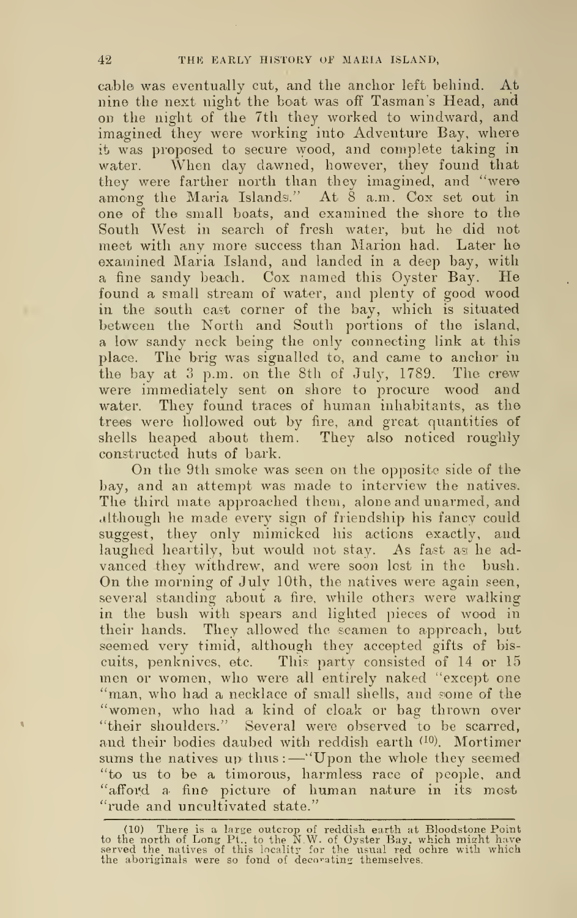cable was eventually cut, and the anchor left behind. At nine the next night the boat was off Tasman's Head, and on the night of the 7th they worked to windward, and imagined they were working into Adventure Bay, where it was proposed to secure wood, and complete taking in water. When day dawned, however, they found that they were farther north than they imagined, and "were among the Maria Islands." At 8 a.m. Cox set out in one of the small boats, and examined the shore to the South West in search of fresh water, but he did not meet with any more success than Marion had. Later he examined Maria Island, and landed in a deep bay, with a fine sandy beach. Cox named this Oyster Bay. He found a small stream of water, and plenty of good wood in the south east corner of the bay, which is situated between the North and South portions of the island, a low sandy neck being the only connecting link at this place. The brig was signalled to, and came to anchor in the bay at 3 p.m. on the 8th of July, 1789. The crew were immediately sent on shore to procure wood and water. They found traces of human inhabitants, as the trees were hollowed out by fire, and great quantities of shells heaped about them. They also noticed roughly constructed huts of bark.

On the 9th smoke was seen on the opposite side of the bay, and an attempt was made to interview the natives. The third mate approached them, alone and unarmed, and although he made every sign of friendship his fancy could suggest, they only mimicked his actions exactly, and laughed heartily, but would not stay. As fast as he advanced they withdrew, and were soon lost in the bush. On the morning of July 10th, the natives were again seen, several standing about a fire, while others were walking in the bush with spears and lighted pieces of wood in their hands. They allowed the seamen to approach, but seemed very timid, although they accepted gifts of biscuits, penknives, etc. This party consisted of 14 or 15 men or women, who were all entirely naked "except one "man, who had a necklace of small shells, and some of the "women, who had a kind of cloak or bag thrown over "their shoulders." Several were observed to be scarred, and their bodies daubed with reddish earth [10]. Mortimer sums the natives up thus:—"Upon the whole they seemed "to us to be a timorous, harmless race of people, and "afford a fine picture of human nature in its most "rude and uncultivated state."

---

(10) There is a large outcrop of reddish earth at Bloodstone Point to the north of Long Pt., to the N.W. of Oyster Bay, which might have served the natives of this locality for the usual red ochre with which the aboriginals were so fond of decorating themselves.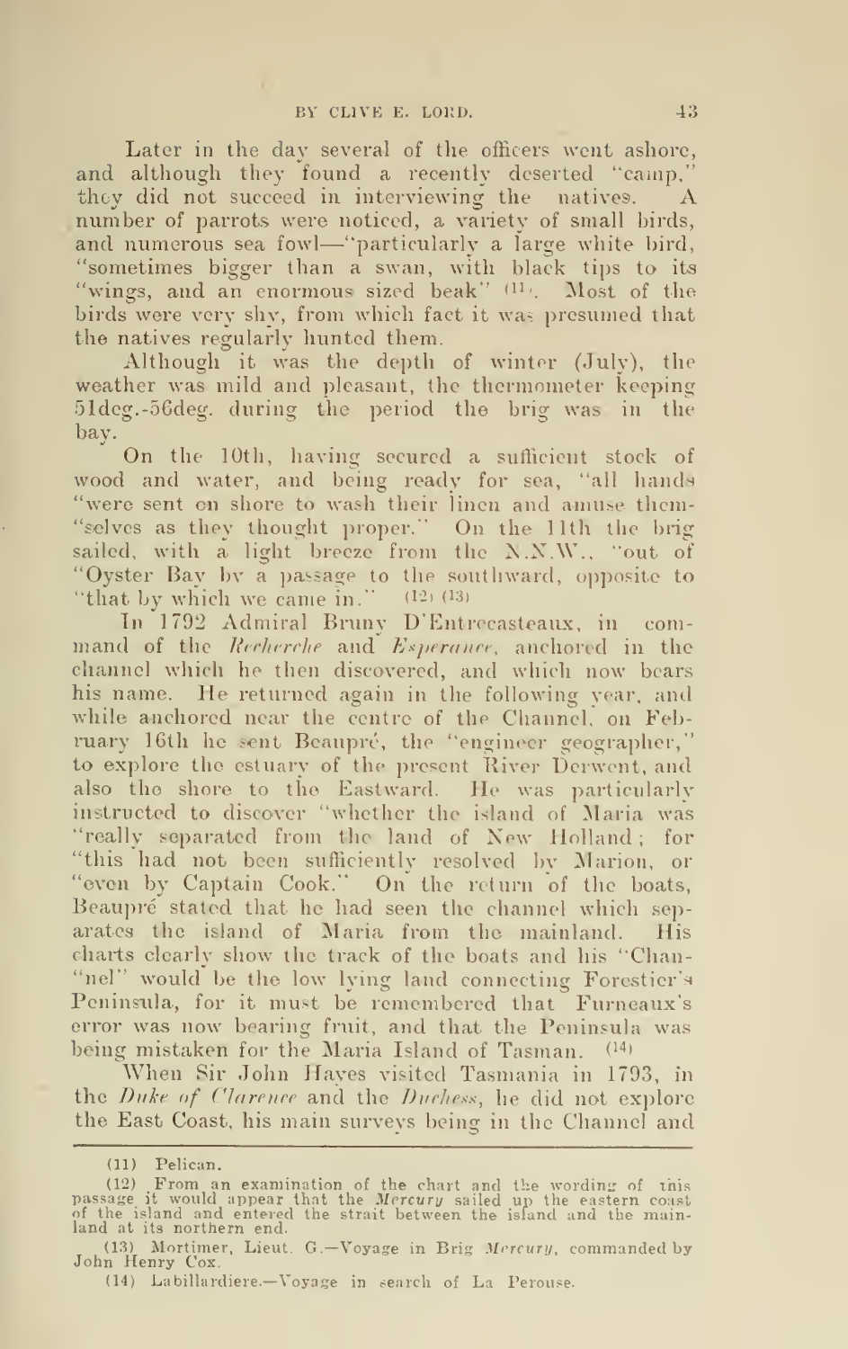Later in the day several of the officers went ashore, and although they found a recently deserted "camp," they did not succeed in interviewing the natives. A number of parrots were noticed, a variety of small birds, and numerous sea fowl—"particularly a large white bird, "sometimes bigger than a swan, with black tips to its "wings, and an enormous sized beak" [11]. Most of the birds were very shy, from which fact it was presumed that the natives regularly hunted them.

Although it was the depth of winter (July), the weather was mild and pleasant, the thermometer keeping 51deg.-56deg. during the period the brig was in the bay.

On the 10th, having secured a sufficient stock of wood and water, and being ready for sea, "all hands "were sent on shore to wash their linen and amuse them-"selves as they thought proper." On the 11th the brig sailed, with a light breeze from the N.N.W., "out of "Oyster Bay by a passage to the southward, opposite to "that by which we came in." [12] [13]

In 1792 Admiral Bruny D'Entrecasteaux, in command of the *Recherche* and *Esperance*, anchored in the channel which he then discovered, and which now bears his name. He returned again in the following year, and while anchored near the centre of the Channel, on February 16th he sent Beaupré, the "engineer geographer," to explore the estuary of the present River Derwent, and also the shore to the Eastward. He was particularly instructed to discover "whether the island of Maria was "really separated from the land of New Holland; for "this had not been sufficiently resolved by Marion, or "even by Captain Cook." On the return of the boats, Beaupré stated that he had seen the channel which separates the island of Maria from the mainland. His charts clearly show the track of the boats and his "Chan-"nel" would be the low lying land connecting Forestier's Peninsula, for it must be remembered that Furneaux's error was now bearing fruit, and that the Peninsula was being mistaken for the Maria Island of Tasman. [14]

When Sir John Hayes visited Tasmania in 1793, in the *Duke of Clarence* and the *Duchess*, he did not explore the East Coast, his main surveys being in the Channel and

---

(11) Pelican.

(12) From an examination of the chart and the wording of this passage it would appear that the *Mercury* sailed up the eastern coast of the island and entered the strait between the island and the mainland at its northern end.

(13) Mortimer, Lieut. G.—Voyage in Brig *Mercury*, commanded by John Henry Cox.

(14) Labillardiere.—Voyage in search of La Perouse.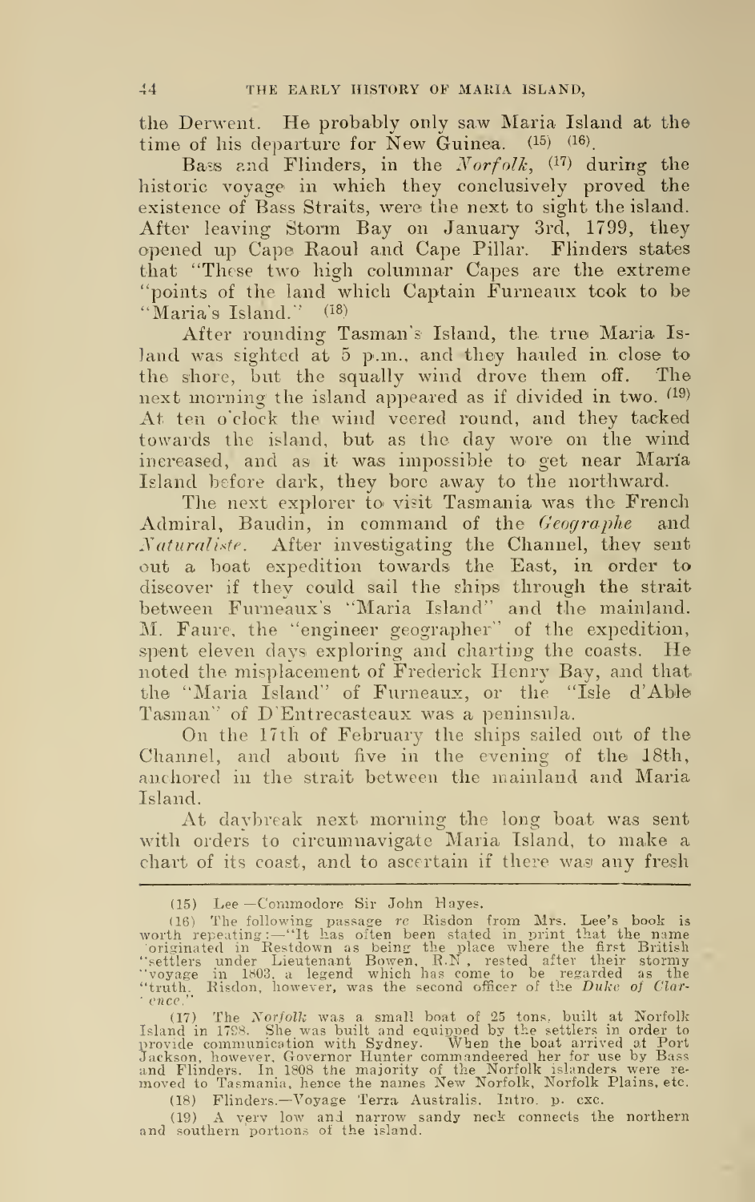the Derwent. He probably only saw Maria Island at the time of his departure for New Guinea. [15] [16].

Bass and Flinders, in the *Norfolk*, [17] during the historic voyage in which they conclusively proved the existence of Bass Straits, were the next to sight the island. After leaving Storm Bay on January 3rd, 1799, they opened up Cape Raoul and Cape Pillar. Flinders states that "These two high columnar Capes are the extreme "points of the land which Captain Furneaux took to be "Maria's Island." [18]

After rounding Tasman's Island, the true Maria Island was sighted at 5 p.m., and they hauled in close to the shore, but the squally wind drove them off. The next morning the island appeared as if divided in two. [19] At ten o'clock the wind veered round, and they tacked towards the island, but as the day wore on the wind increased, and as it was impossible to get near Maria Island before dark, they bore away to the northward.

The next explorer to visit Tasmania was the French Admiral, Baudin, in command of the *Geographe* and *Naturaliste*. After investigating the Channel, they sent out a boat expedition towards the East, in order to discover if they could sail the ships through the strait between Furneaux's "Maria Island" and the mainland. M. Faure, the "engineer geographer" of the expedition, spent eleven days exploring and charting the coasts. He noted the misplacement of Frederick Henry Bay, and that the "Maria Island" of Furneaux, or the "Isle d'Able Tasman" of D'Entrecasteaux was a peninsula.

On the 17th of February the ships sailed out of the Channel, and about five in the evening of the 18th, anchored in the strait between the mainland and Maria Island.

At daybreak next morning the long boat was sent with orders to circumnavigate Maria Island, to make a chart of its coast, and to ascertain if there was any fresh

---

(15) Lee —Commodore Sir John Hayes.

(16) The following passage *re* Risdon from Mrs. Lee's book is worth repeating:—"It has often been stated in print that the name "originated in Restdown as being the place where the first British "settlers under Lieutenant Bowen, R.N., rested after their stormy "voyage in 1803, a legend which has come to be regarded as the "truth. Risdon, however, was the second officer of the *Duke of Clarence*."

(17) The *Norfolk* was a small boat of 25 tons, built at Norfolk Island in 1798. She was built and equipped by the settlers in order to provide communication with Sydney. When the boat arrived at Port Jackson, however, Governor Hunter commandeered her for use by Bass and Flinders. In 1808 the majority of the Norfolk islanders were removed to Tasmania, hence the names New Norfolk, Norfolk Plains, etc.

(18) Flinders.—Voyage Terra Australis. Intro. p. cxc.

(19) A very low and narrow sandy neck connects the northern and southern portions of the island.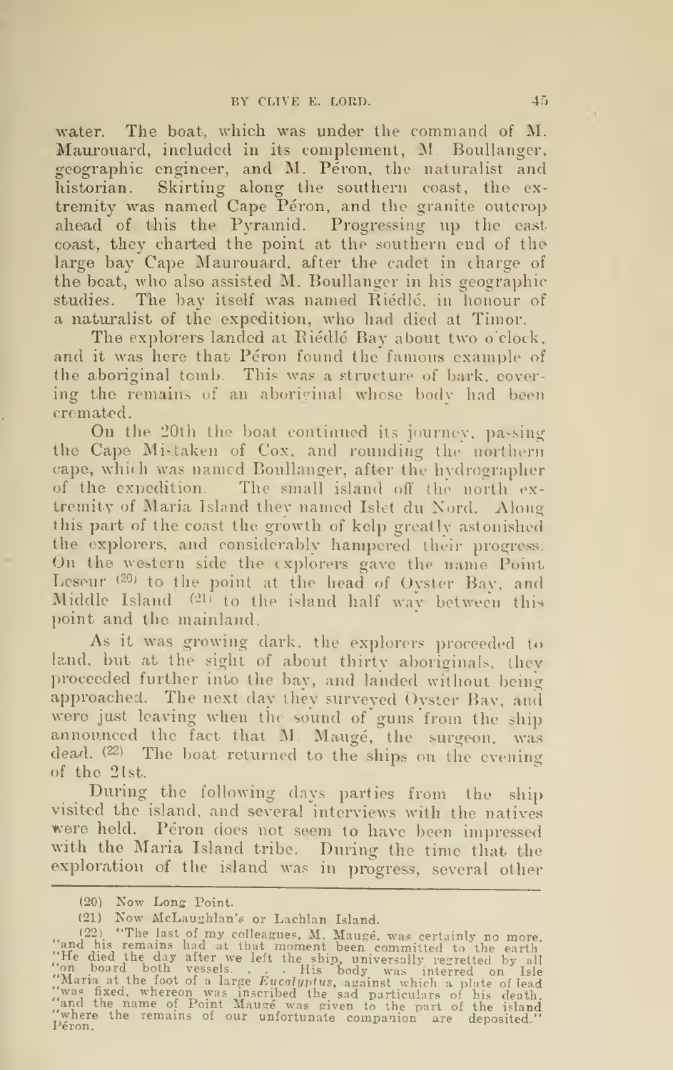water. The boat, which was under the command of M. Maurouard, included in its complement, M. Boullanger, geographic engineer, and M. Péron, the naturalist and historian. Skirting along the southern coast, the extremity was named Cape Péron, and the granite outcrop ahead of this the Pyramid. Progressing up the east coast, they charted the point at the southern end of the large bay Cape Maurouard, after the cadet in charge of the boat, who also assisted M. Boullanger in his geographic studies. The bay itself was named Riédlé, in honour of a naturalist of the expedition, who had died at Timor.

The explorers landed at Riédlé Bay about two o'clock, and it was here that Péron found the famous example of the aboriginal tomb. This was a structure of bark, covering the remains of an aboriginal whose body had been cremated.

On the 20th the boat continued its journey, passing the Cape Mistaken of Cox, and rounding the northern cape, which was named Boullanger, after the hydrographer of the expedition. The small island off the north extremity of Maria Island they named Islet du Nord. Along this part of the coast the growth of kelp greatly astonished the explorers, and considerably hampered their progress. On the western side the explorers gave the name Point Leseur [20] to the point at the head of Oyster Bay, and Middle Island [21] to the island half way between this point and the mainland.

As it was growing dark, the explorers proceeded to land, but at the sight of about thirty aboriginals, they proceeded further into the bay, and landed without being approached. The next day they surveyed Oyster Bay, and were just leaving when the sound of guns from the ship announced the fact that M. Maugé, the surgeon, was dead. [22] The boat returned to the ships on the evening of the 21st.

During the following days parties from the ship visited the island, and several interviews with the natives were held. Péron does not seem to have been impressed with the Maria Island tribe. During the time that the exploration of the island was in progress, several other

---

(20) Now Long Point.

(21) Now McLaughlan's or Lachlan Island.

(22) "The last of my colleagues, M. Maugé, was certainly no more, "and his remains had at that moment been committed to the earth. "He died the day after we left the ship, universally regretted by all "on board both vessels. . . . His body was interred on Isle "Maria at the foot of a large *Eucalyptus*, against which a plate of lead "was fixed, whereon was inscribed the sad particulars of his death, "and the name of Point Maugé was given to the part of the island "where the remains of our unfortunate companion are deposited." Péron.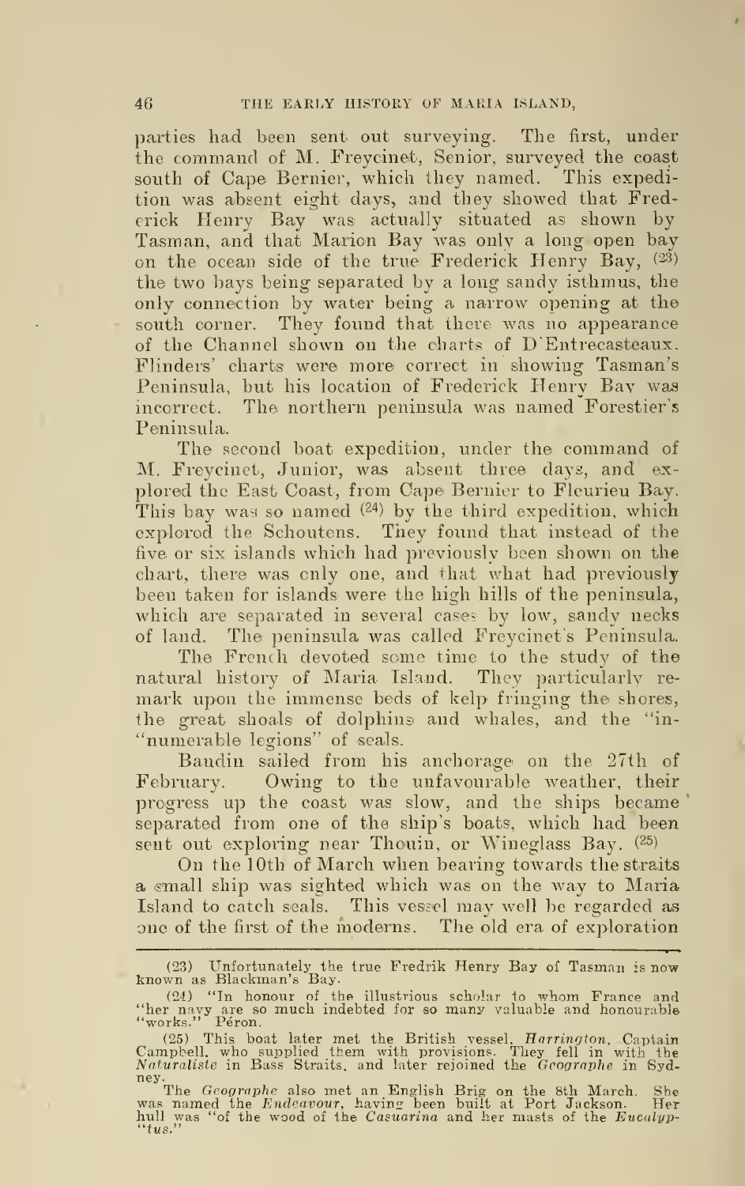parties had been sent out surveying. The first, under the command of M. Freycinet, Senior, surveyed the coast south of Cape Bernier, which they named. This expedition was absent eight days, and they showed that Frederick Henry Bay was actually situated as shown by Tasman, and that Marion Bay was only a long open bay on the ocean side of the true Frederick Henry Bay, [23] the two bays being separated by a long sandy isthmus, the only connection by water being a narrow opening at the south corner. They found that there was no appearance of the Channel shown on the charts of D'Entrecasteaux. Flinders' charts were more correct in showing Tasman's Peninsula, but his location of Frederick Henry Bay was incorrect. The northern peninsula was named Forestier's Peninsula.

The second boat expedition, under the command of M. Freycinet, Junior, was absent three days, and explored the East Coast, from Cape Bernier to Fleurieu Bay. This bay was so named [24] by the third expedition, which explored the Schoutens. They found that instead of the five or six islands which had previously been shown on the chart, there was only one, and that what had previously been taken for islands were the high hills of the peninsula, which are separated in several cases by low, sandy necks of land. The peninsula was called Freycinet's Peninsula.

The French devoted some time to the study of the natural history of Maria Island. They particularly remark upon the immense beds of kelp fringing the shores, the great shoals of dolphins and whales, and the "innumerable legions" of seals.

Baudin sailed from his anchorage on the 27th of February. Owing to the unfavourable weather, their progress up the coast was slow, and the ships became separated from one of the ship's boats, which had been sent out exploring near Thouin, or Wineglass Bay. [25]

On the 10th of March when bearing towards the straits a small ship was sighted which was on the way to Maria Island to catch seals. This vessel may well be regarded as one of the first of the moderns. The old era of exploration

---

(23) Unfortunately the true Fredrik Henry Bay of Tasman is now known as Blackman's Bay.

(24) "In honour of the illustrious scholar to whom France and "her navy are so much indebted for so many valuable and honourable "works." Péron.

(25) This boat later met the British vessel, *Harrington*, Captain Campbell, who supplied them with provisions. They fell in with the *Naturaliste* in Bass Straits, and later rejoined the *Geographe* in Sydney.

The *Geographe* also met an English Brig on the 8th March. She was named the *Endeavour*, having been built at Port Jackson. Her hull was "of the wood of the *Casuarina* and her masts of the *Eucalyptus*."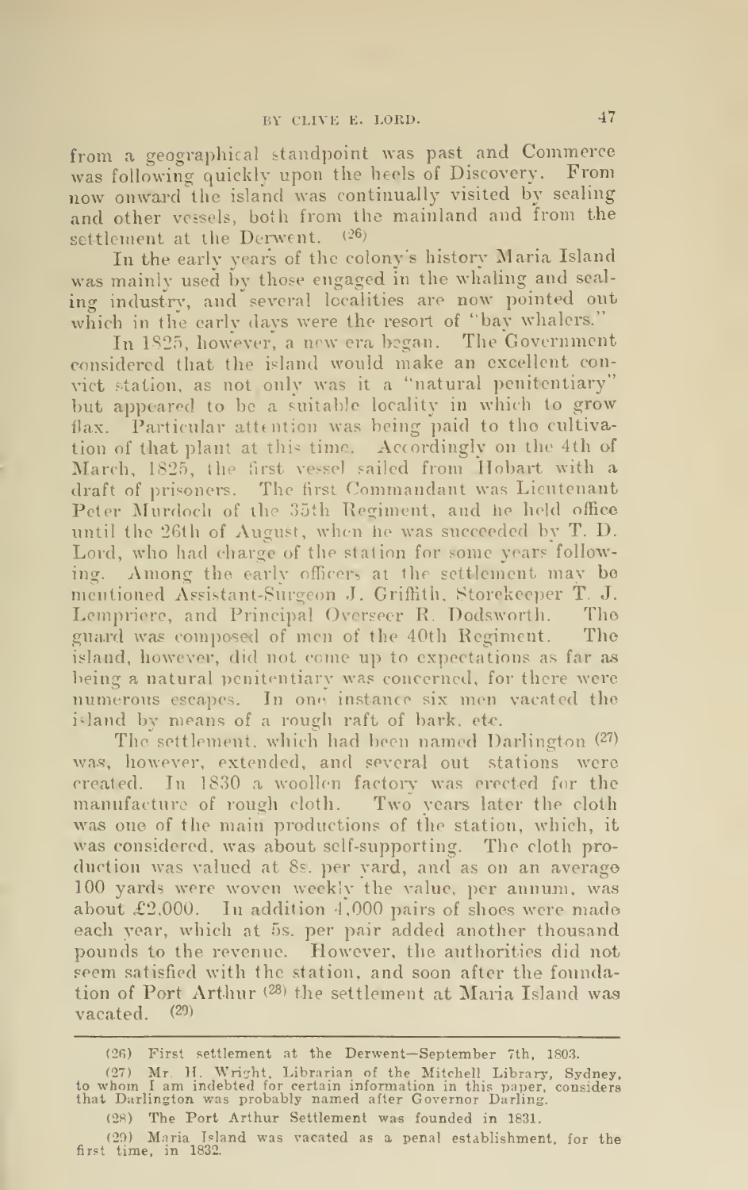from a geographical standpoint was past and Commerce was following quickly upon the heels of Discovery. From now onward the island was continually visited by sealing and other vessels, both from the mainland and from the settlement at the Derwent. [26]

In the early years of the colony's history Maria Island was mainly used by those engaged in the whaling and sealing industry, and several localities are now pointed out which in the early days were the resort of "bay whalers."

In 1825, however, a new era began. The Government considered that the island would make an excellent convict station, as not only was it a "natural penitentiary" but appeared to be a suitable locality in which to grow flax. Particular attention was being paid to the cultivation of that plant at this time. Accordingly on the 4th of March, 1825, the first vessel sailed from Hobart with a draft of prisoners. The first Commandant was Lieutenant Peter Murdoch of the 35th Regiment, and he held office until the 26th of August, when he was succeeded by T. D. Lord, who had charge of the station for some years following. Among the early officers at the settlement may be mentioned Assistant-Surgeon J. Griffith, Storekeeper T. J. Lempriere, and Principal Overseer R. Dodsworth. The guard was composed of men of the 40th Regiment. The island, however, did not come up to expectations as far as being a natural penitentiary was concerned, for there were numerous escapes. In one instance six men vacated the island by means of a rough raft of bark, etc.

The settlement, which had been named Darlington [27] was, however, extended, and several out stations were created. In 1830 a woollen factory was erected for the manufacture of rough cloth. Two years later the cloth was one of the main productions of the station, which, it was considered, was about self-supporting. The cloth production was valued at 8s. per yard, and as on an average 100 yards were woven weekly the value, per annum, was about £2,000. In addition 4,000 pairs of shoes were made each year, which at 5s. per pair added another thousand pounds to the revenue. However, the authorities did not seem satisfied with the station, and soon after the foundation of Port Arthur [28] the settlement at Maria Island was vacated. [29]

---

(26) First settlement at the Derwent—September 7th, 1803.

(27) Mr. H. Wright, Librarian of the Mitchell Library, Sydney, to whom I am indebted for certain information in this paper, considers that Darlington was probably named after Governor Darling.

(28) The Port Arthur Settlement was founded in 1831.

(29) Maria Island was vacated as a penal establishment, for the first time, in 1832.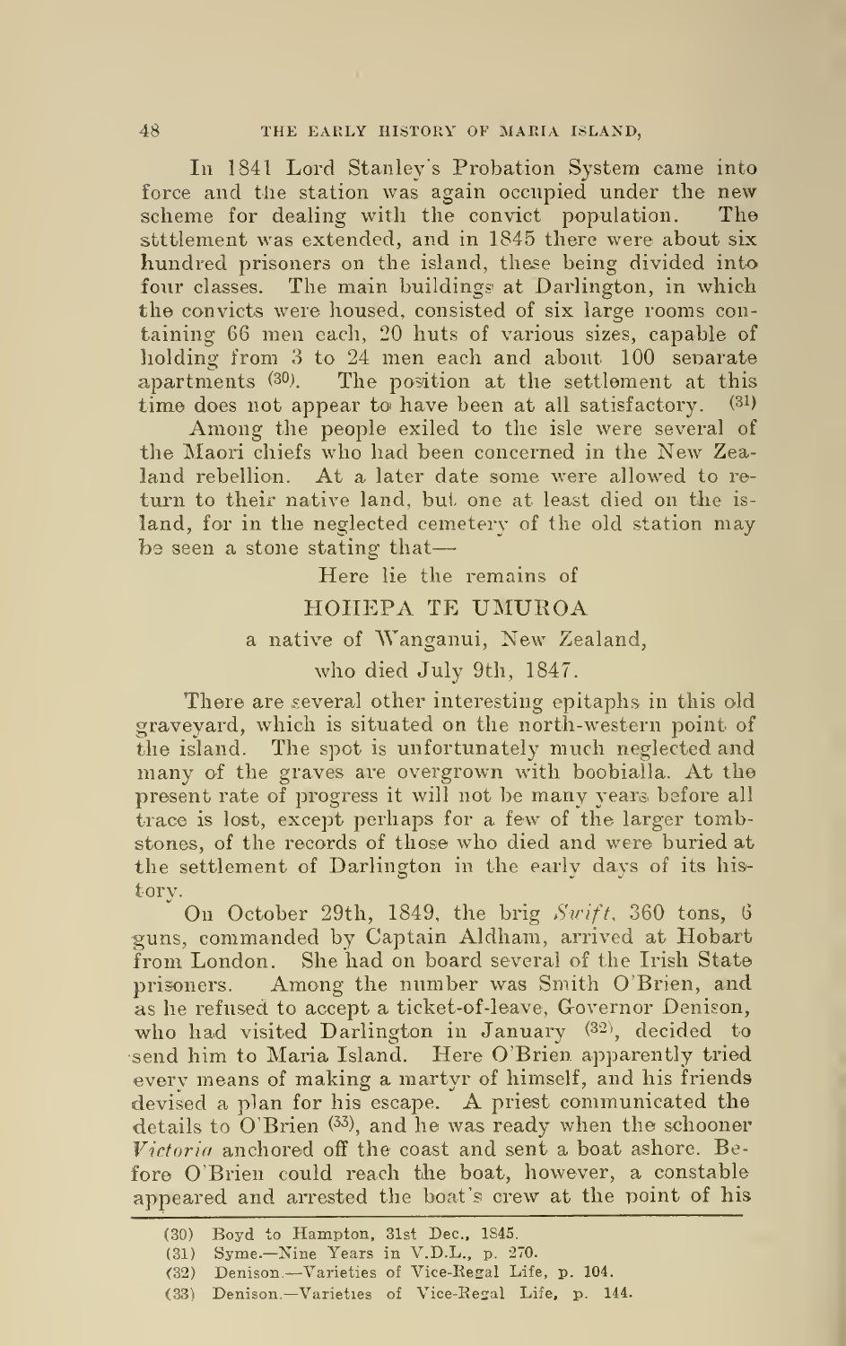In 1841 Lord Stanley's Probation System came into force and the station was again occupied under the new scheme for dealing with the convict population. The stttlement was extended, and in 1845 there were about six hundred prisoners on the island, these being divided into four classes. The main buildings at Darlington, in which the convicts were housed, consisted of six large rooms containing 66 men each, 20 huts of various sizes, capable of holding from 3 to 24 men each and about 100 separate apartments (30). The position at the settlement at this time does not appear to have been at all satisfactory. (31)

Among the people exiled to the isle were several of the Maori chiefs who had been concerned in the New Zealand rebellion. At a later date some were allowed to return to their native land, but one at least died on the island, for in the neglected cemetery of the old station may be seen a stone stating that—

Here lie the remains of

HOHEPA TE UMUROA

a native of Wanganui, New Zealand,

who died July 9th, 1847.

There are several other interesting epitaphs in this old graveyard, which is situated on the north-western point of the island. The spot is unfortunately much neglected and many of the graves are overgrown with boobialla. At the present rate of progress it will not be many years before all trace is lost, except perhaps for a few of the larger tombstones, of the records of those who died and were buried at the settlement of Darlington in the early days of its history.

On October 29th, 1849, the brig *Swift*, 360 tons, 6 guns, commanded by Captain Aldham, arrived at Hobart from London. She had on board several of the Irish State prisoners. Among the number was Smith O'Brien, and as he refused to accept a ticket-of-leave, Governor Denison, who had visited Darlington in January (32), decided to send him to Maria Island. Here O'Brien apparently tried every means of making a martyr of himself, and his friends devised a plan for his escape. A priest communicated the details to O'Brien (33), and he was ready when the schooner *Victoria* anchored off the coast and sent a boat ashore. Before O'Brien could reach the boat, however, a constable appeared and arrested the boat's crew at the point of his

(30) Boyd to Hampton, 31st Dec., 1845.

(31) Syme.—Nine Years in V.D.L., p. 270.

(32) Denison.—Varieties of Vice-Regal Life, p. 104.

(33) Denison.—Varieties of Vice-Regal Life, p. 144.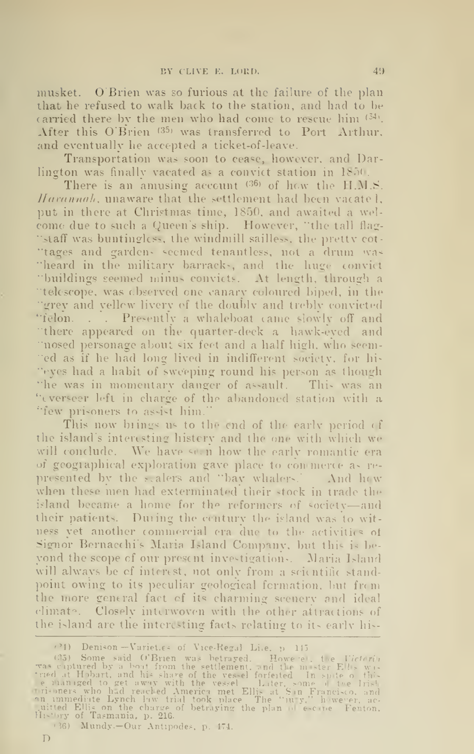musket. O'Brien was so furious at the failure of the plan that he refused to walk back to the station, and had to be carried there by the men who had come to rescue him [34]. After this O'Brien [35] was transferred to Port Arthur, and eventually he accepted a ticket-of-leave.

Transportation was soon to cease, however, and Darlington was finally vacated as a convict station in 1850.

There is an amusing account [36] of how the H.M.S. *Havannah*, unaware that the settlement had been vacated, put in there at Christmas time, 1850, and awaited a welcome due to such a Queen's ship. However, "the tall flag-"staff was buntingless, the windmill sailless, the pretty cot-"tages and gardens seemed tenantless, not a drum was "heard in the military barracks, and the huge convict "buildings seemed minus convicts. At length, through a "telescope, was observed one canary coloured biped, in the "grey and yellow livery of the doubly and trebly convicted "felon. . . Presently a whaleboat came slowly off and "there appeared on the quarter-deck a hawk-eyed and "nosed personage about six feet and a half high, who seem-"ed as if he had long lived in indifferent society, for his "eyes had a habit of sweeping round his person as though "he was in momentary danger of assault. This was an "overseer left in charge of the abandoned station with a "few prisoners to assist him."

This now brings us to the end of the early period of the island's interesting history and the one with which we will conclude. We have seen how the early romantic era of geographical exploration gave place to commerce as represented by the sealers and "bay whalers." And how when these men had exterminated their stock in trade the island became a home for the reformers of society—and their patients. During the century the island was to witness yet another commercial era due to the activities of Signor Bernacchi's Maria Island Company, but this is beyond the scope of our present investigations. Maria Island will always be of interest, not only from a scientific standpoint owing to its peculiar geological formation, but from the more general fact of its charming scenery and ideal climate. Closely interwoven with the other attractions of the island are the interesting facts relating to its early his-

(34) Denison—Varieties of Vice-Regal Life, p. 145

(35) Some said O'Brien was betrayed. However, the *Victoria* was captured by a boat from the settlement, and the master Ellis was tried at Hobart, and his share of the vessel forfeited. In spite of this he managed to get away with the vessel. Later, some of the Irish prisoners who had reached America met Ellis at San Francisco, and an immediate Lynch law trial took place. The "jury," however, acquitted Ellis on the charge of betraying the plan of escape. Fenton, History of Tasmania, p. 216.

(36) Mundy.—Our Antipodes, p. 474.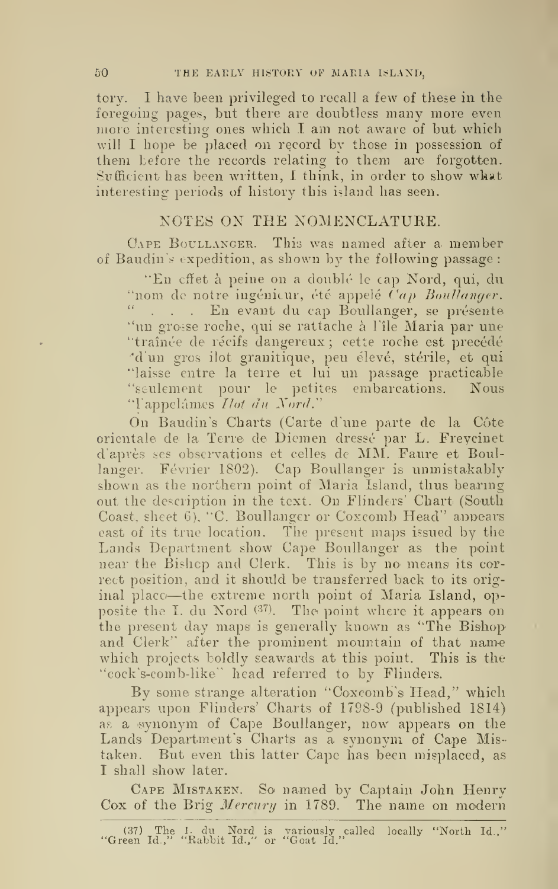tory. I have been privileged to recall a few of these in the foregoing pages, but there are doubtless many more even more interesting ones which I am not aware of but which will I hope be placed on record by those in possession of them before the records relating to them are forgotten. Sufficient has been written, I think, in order to show what interesting periods of history this island has seen.

## NOTES ON THE NOMENCLATURE.

Cape Boullanger. This was named after a member of Baudin's expedition, as shown by the following passage:

> "En effet à peine on a doublé le cap Nord, qui, du "nom de notre ingénieur, été appelé *Cap Boullanger*. " . . . En evant du cap Boullanger, se présente "un grosse roche, qui se rattache à l'île Maria par une "traînée de récifs dangereux; cette roche est precédé "d'un gros ilot granitique, peu élevé, stérile, et qui "laisse entre la terre et lui un passage practicable "seulement pour le petites embarcations. Nous "l'appelâmes *Ilot du Nord*."

On Baudin's Charts (Carte d'une parte de la Côte orientale de la Terre de Diemen dressé par L. Freycinet d'après ses observations et celles de MM. Faure et Boullanger. Février 1802). Cap Boullanger is unmistakably shown as the northern point of Maria Island, thus bearing out the description in the text. On Flinders' Chart (South Coast, sheet 6), "C. Boullanger or Coxcomb Head" appears east of its true location. The present maps issued by the Lands Department show Cape Boullanger as the point near the Bishop and Clerk. This is by no means its correct position, and it should be transferred back to its original place—the extreme north point of Maria Island, opposite the I. du Nord [37]. The point where it appears on the present day maps is generally known as "The Bishop and Clerk" after the prominent mountain of that name which projects boldly seawards at this point. This is the "cock's-comb-like" head referred to by Flinders.

By some strange alteration "Coxcomb's Head," which appears upon Flinders' Charts of 1798-9 (published 1814) as a synonym of Cape Boullanger, now appears on the Lands Department's Charts as a synonym of Cape Mistaken. But even this latter Cape has been misplaced, as I shall show later.

Cape Mistaken. So named by Captain John Henry Cox of the Brig *Mercury* in 1789. The name on modern

(37) The I. du Nord is variously called locally "North Id.," "Green Id.," "Rabbit Id.," or "Goat Id."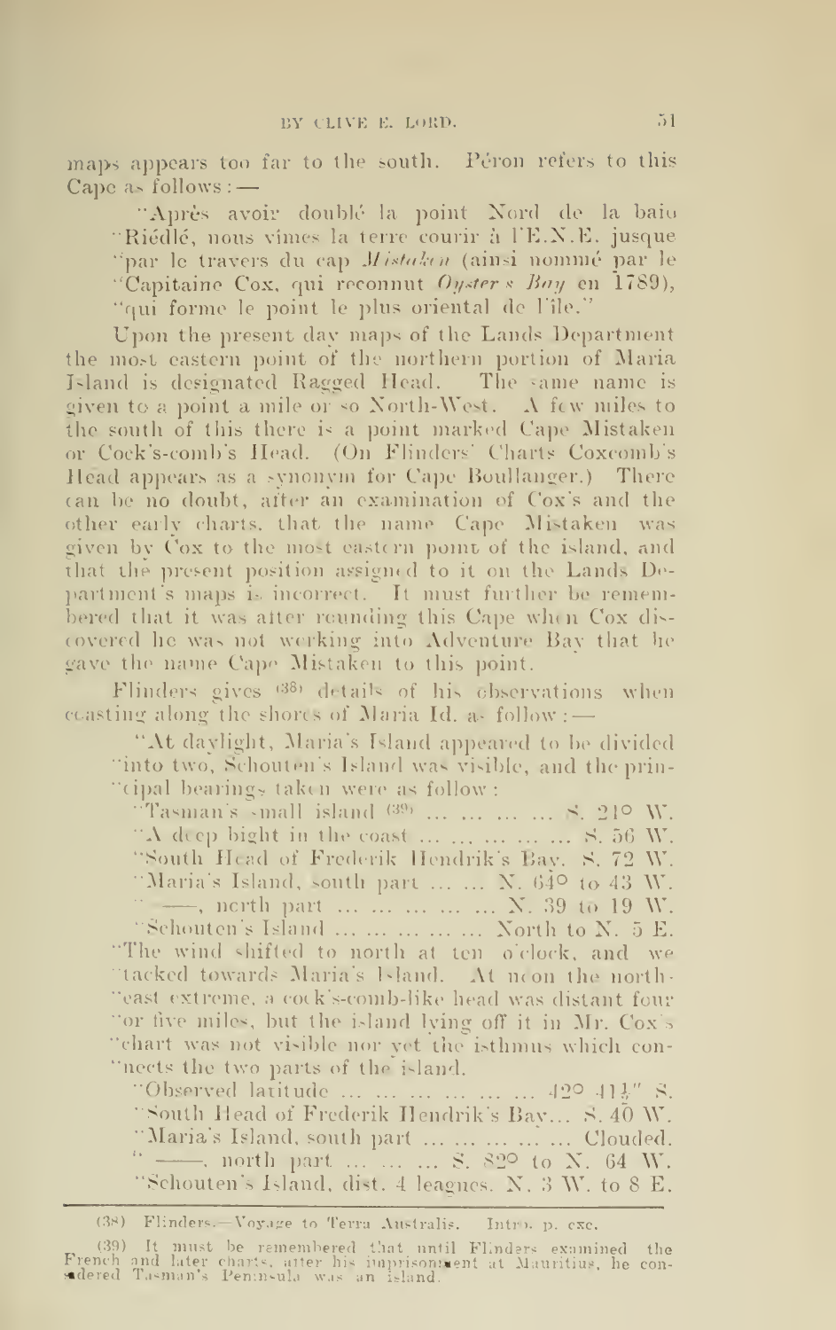maps appears too far to the south. Péron refers to this Cape as follows:—

> "Après avoir doublé la point Nord de la baie "Riédlé, nous vîmes la terre courir à l'E.N.E. jusque "par le travers du cap *Mistaken* (ainsi nommé par le "Capitaine Cox, qui reconnut *Oyster's Bay* en 1789), "qui forme le point le plus oriental de l'île."

Upon the present day maps of the Lands Department the most eastern point of the northern portion of Maria Island is designated Ragged Head. The same name is given to a point a mile or so North-West. A few miles to the south of this there is a point marked Cape Mistaken or Cock's-comb's Head. (On Flinders' Charts Coxcomb's Head appears as a synonym for Cape Boullanger.) There can be no doubt, after an examination of Cox's and the other early charts, that the name Cape Mistaken was given by Cox to the most eastern point of the island, and that the present position assigned to it on the Lands Department's maps is incorrect. It must further be remembered that it was after rounding this Cape when Cox discovered he was not working into Adventure Bay that he gave the name Cape Mistaken to this point.

Flinders gives [38] details of his observations when coasting along the shores of Maria Id. as follow:—

> "At daylight, Maria's Island appeared to be divided "into two, Schouten's Island was visible, and the prin- "cipal bearings taken were as follow:
>
> "Tasman's small island [39] ... ... ... ... ... S. 21° W.
> "A deep bight in the coast ... ... ... ... ... S. 56 W.
> "South Head of Frederik Hendrik's Bay. S. 72 W.
> "Maria's Island, south part ... ... N. 64° to 43 W.
> " ——, north part ... ... ... ... ... N. 39 to 19 W.
> "Schouten's Island ... ... ... ... ... North to N. 5 E.
>
> "The wind shifted to north at ten o'clock, and we "tacked towards Maria's Island. At noon the north- "east extreme, a cock's-comb-like head was distant four "or five miles, but the island lying off it in Mr. Cox's "chart was not visible nor yet the isthmus which con- "nects the two parts of the island.
>
> "Observed latitude ... ... ... ... ... ... 42° 41½" S.
> "South Head of Frederik Hendrik's Bay... S. 40 W.
> "Maria's Island, south part ... ... ... ... ... Clouded.
> " ——, north part ... ... ... S. 82° to N. 64 W.
> "Schouten's Island, dist. 4 leagues. N. 3 W. to 8 E.

---

(38) Flinders.—Voyage to Terra Australis. Intro. p. cxc.

(39) It must be remembered that until Flinders examined the French and later charts, after his imprisonment at Mauritius, he considered Tasman's Peninsula was an island.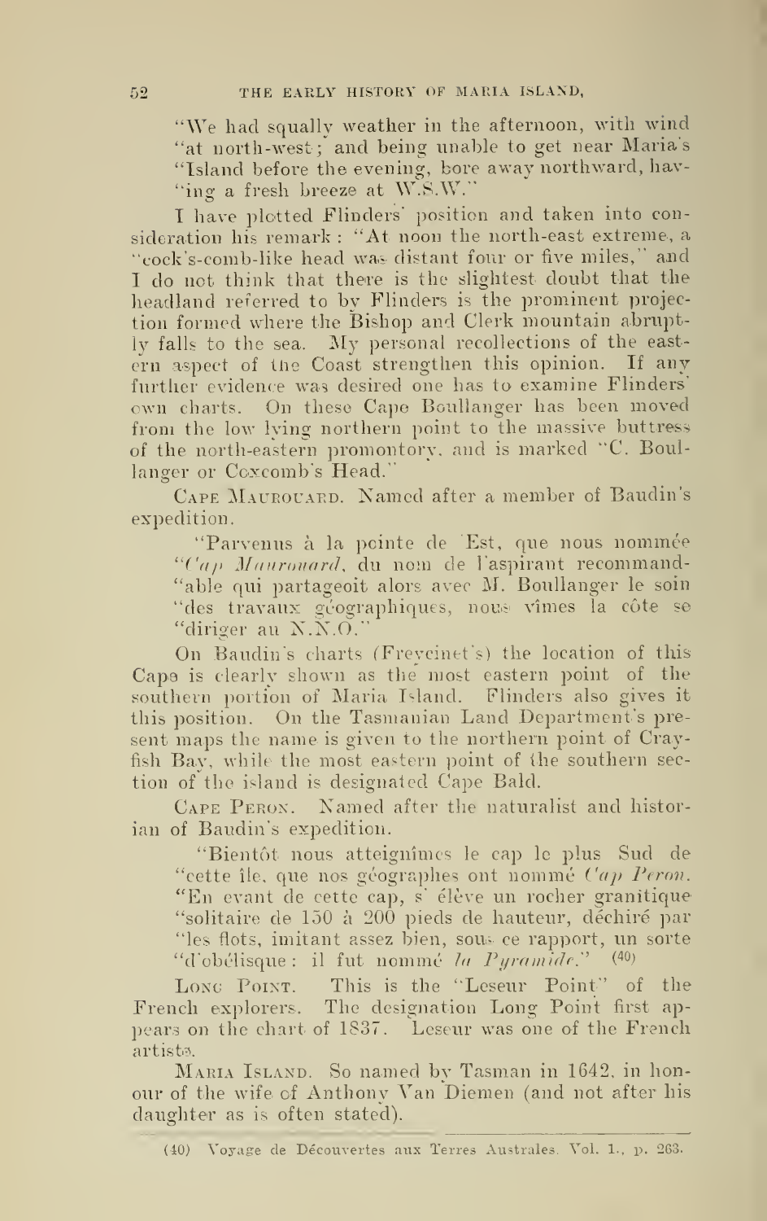"We had squally weather in the afternoon, with wind "at north-west; and being unable to get near Maria's "Island before the evening, bore away northward, hav- "ing a fresh breeze at W.S.W."

I have plotted Flinders' position and taken into consideration his remark: "At noon the north-east extreme, a "cock's-comb-like head was distant four or five miles," and I do not think that there is the slightest doubt that the headland referred to by Flinders is the prominent projection formed where the Bishop and Clerk mountain abruptly falls to the sea. My personal recollections of the eastern aspect of the Coast strengthen this opinion. If any further evidence was desired one has to examine Flinders' own charts. On these Cape Boullanger has been moved from the low lying northern point to the massive buttress of the north-eastern promontory, and is marked "C. Boullanger or Coxcomb's Head."

Cape Maurouard. Named after a member of Baudin's expedition.

"Parvenus à la pointe de Est, que nous nommée "*Cap Maurouard*, du nom de l'aspirant recommand- "able qui partageoit alors avec M. Boullanger le soin "des travaux géographiques, nous vîmes la côte se "diriger au N.N.O."

On Baudin's charts (Freycinet's) the location of this Cape is clearly shown as the most eastern point of the southern portion of Maria Island. Flinders also gives it this position. On the Tasmanian Land Department's present maps the name is given to the northern point of Crayfish Bay, while the most eastern point of the southern section of the island is designated Cape Bald.

Cape Peron. Named after the naturalist and historian of Baudin's expedition.

"Bientôt nous atteignîmes le cap le plus Sud de "cette île, que nos géographes ont nommé *Cap Peron*. "En evant de cette cap, s' élève un rocher granitique "solitaire de 150 à 200 pieds de hauteur, déchiré par "les flots, imitant assez bien, sous ce rapport, un sorte "d'obélisque: il fut nommé *la Pyramide*." (40)

Long Point. This is the "Leseur Point" of the French explorers. The designation Long Point first appears on the chart of 1837. Leseur was one of the French artists.

Maria Island. So named by Tasman in 1642, in honour of the wife of Anthony Van Diemen (and not after his daughter as is often stated).

(40) Voyage de Découvertes aux Terres Australes. Vol. 1., p. 263.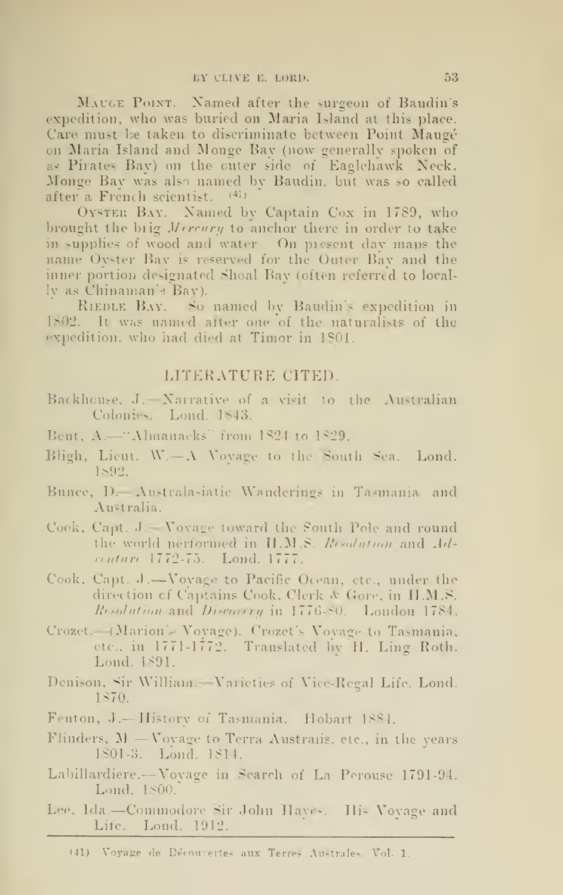**Maugé Point.** Named after the surgeon of Baudin's expedition, who was buried on Maria Island at this place. Care must be taken to discriminate between Point Maugé on Maria Island and Monge Bay (now generally spoken of as Pirates Bay) on the outer side of Eaglehawk Neck. Monge Bay was also named by Baudin, but was so called after a French scientist. [41]

**Oyster Bay.** Named by Captain Cox in 1789, who brought the brig *Mercury* to anchor there in order to take in supplies of wood and water. On present day maps the name Oyster Bay is reserved for the Outer Bay and the inner portion designated Shoal Bay (often referred to locally as Chinaman's Bay).

**Riedle Bay.** So named by Baudin's expedition in 1802. It was named after one of the naturalists of the expedition, who had died at Timor in 1801.

## LITERATURE CITED.

- Backhouse, J.—Narrative of a visit to the Australian Colonies. Lond. 1843.
- Bent, A.—"Almanacks" from 1824 to 1829.
- Bligh, Lieut. W.—A Voyage to the South Sea. Lond. 1892.
- Bunce, D.—Australasiatic Wanderings in Tasmania and Australia.
- Cook, Capt. J.—Voyage toward the South Pole and round the world performed in H.M.S. *Resolution* and *Adventure* 1772-75. Lond. 1777.
- Cook, Capt. J.—Voyage to Pacific Ocean, etc., under the direction of Captains Cook, Clerk & Gore, in H.M.S. *Resolution* and *Discovery* in 1776-80. London 1784.
- Crozet.—(Marion's Voyage). Crozet's Voyage to Tasmania, etc., in 1771-1772. Translated by H. Ling Roth. Lond. 1891.
- Denison, Sir William.—Varieties of Vice-Regal Life. Lond. 1870.
- Fenton, J.—History of Tasmania. Hobart 1884.
- Flinders, M.—Voyage to Terra Australis, etc., in the years 1801-3. Lond. 1814.
- Labillardiere.—Voyage in Search of La Perouse 1791-94. Lond. 1800.
- Lee, Ida.—Commodore Sir John Hayes. His Voyage and Life. Lond. 1912.

(41) Voyage de Découvertes aux Terres Australes. Vol. 1.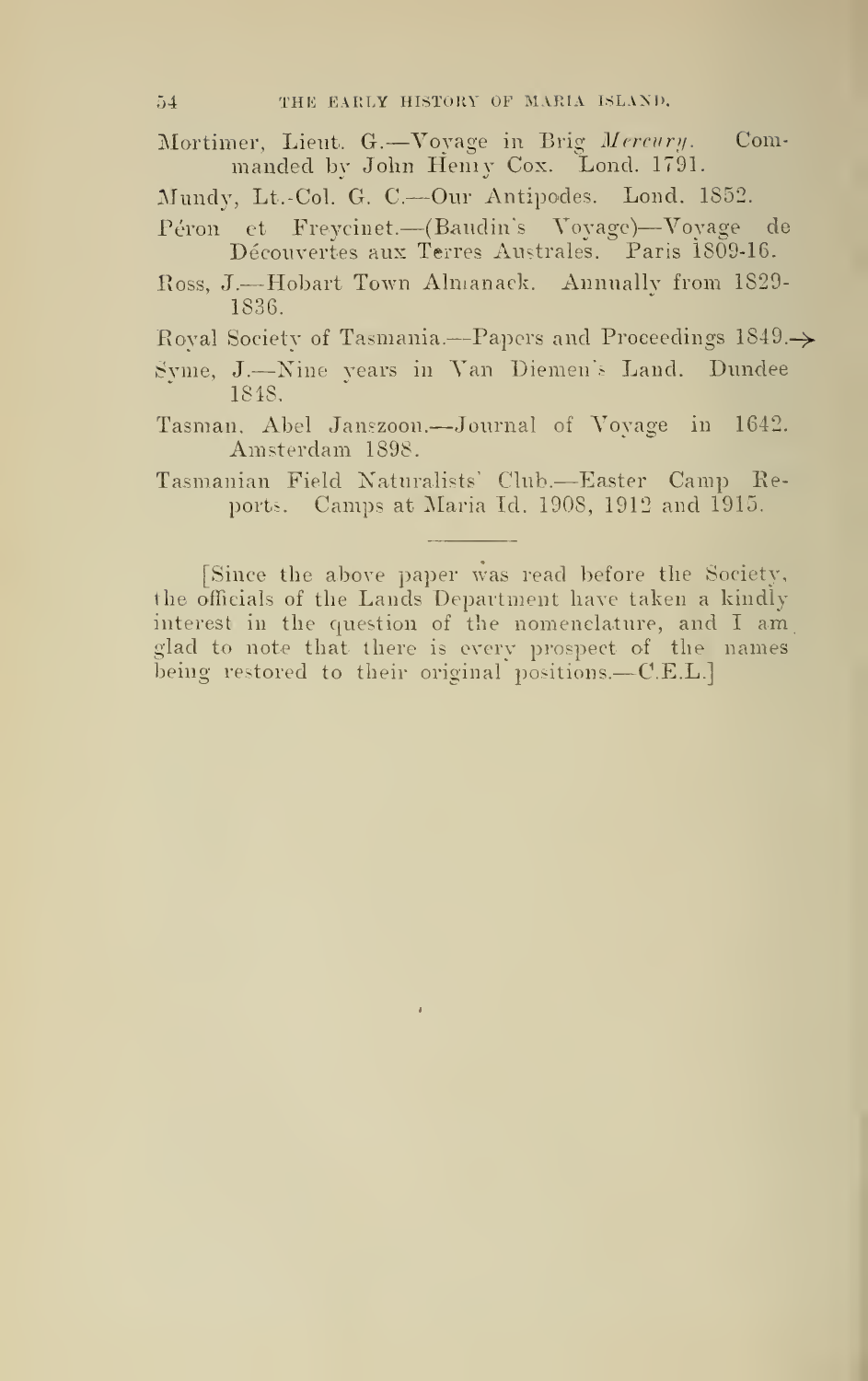Mortimer, Lieut. G.—Voyage in Brig *Mercury*. Commanded by John Henry Cox. Lond. 1791.

Mundy, Lt.-Col. G. C.—Our Antipodes. Lond. 1852.

Péron et Freycinet.—(Baudin's Voyage)—Voyage de Découvertes aux Terres Australes. Paris 1809-16.

Ross, J.—Hobart Town Almanack. Annually from 1829-1836.

Royal Society of Tasmania.—Papers and Proceedings 1849.→

Syme, J.—Nine years in Van Diemen's Land. Dundee 1848.

Tasman, Abel Janszoon.—Journal of Voyage in 1642. Amsterdam 1898.

Tasmanian Field Naturalists' Club.—Easter Camp Reports. Camps at Maria Id. 1908, 1912 and 1915.

---

[Since the above paper was read before the Society, the officials of the Lands Department have taken a kindly interest in the question of the nomenclature, and I am glad to note that there is every prospect of the names being restored to their original positions.—C.E.L.]